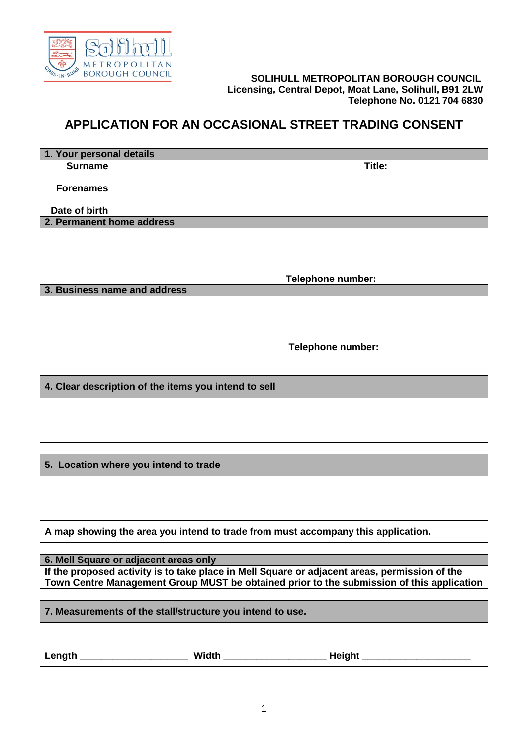SOLIHULL METROPOLITAN BOROUGH COUNCIL
Licensing, Central Depot, Moat Lane, Solihull, B91 2LW
Telephone No. 0121 704 6830

# APPLICATION FOR AN OCCASIONAL STREET TRADING CONSENT

| 1. Your personal details | |
|---|---|
| Surname | Title: |
| Forenames | |
| Date of birth | |

| 2. Permanent home address |
|---|
| |
| Telephone number: |

| 3. Business name and address |
|---|
| |
| Telephone number: |

| 4. Clear description of the items you intend to sell |
|---|
| |

| 5. Location where you intend to trade |
|---|
| |
| A map showing the area you intend to trade from must accompany this application. |

| 6. Mell Square or adjacent areas only |
|---|
| If the proposed activity is to take place in Mell Square or adjacent areas, permission of the Town Centre Management Group MUST be obtained prior to the submission of this application |

| 7. Measurements of the stall/structure you intend to use. |
|---|
| Length ___________________ Width __________________ Height ___________________ |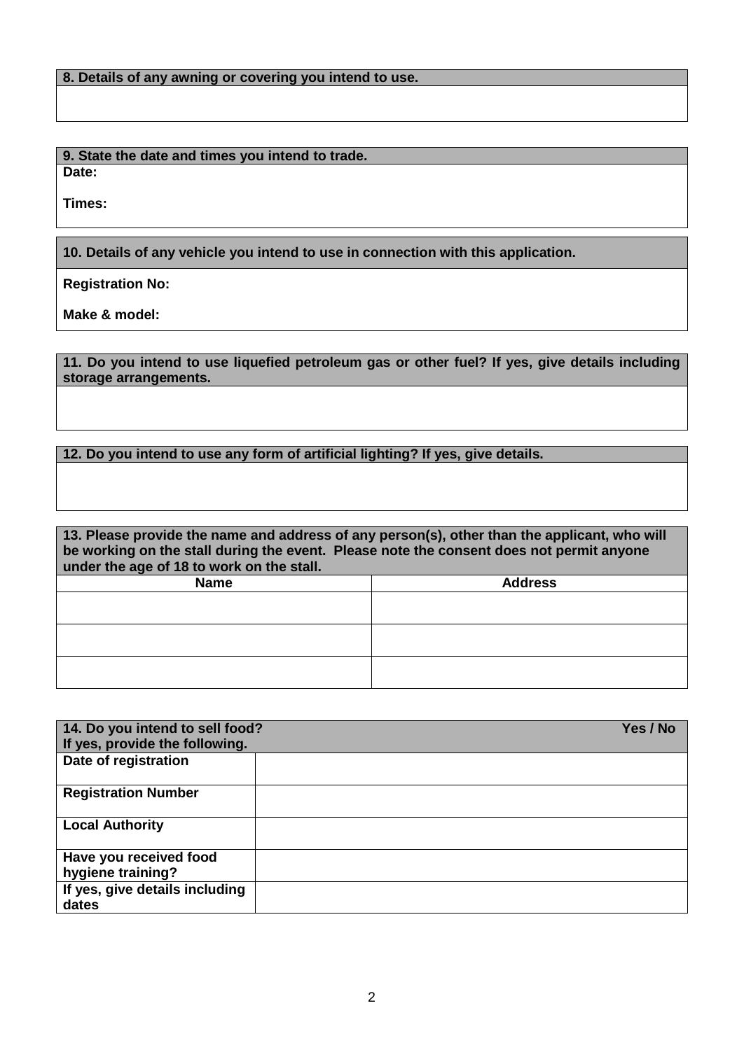**8. Details of any awning or covering you intend to use.**

**9. State the date and times you intend to trade.**

**Date:**

**Times:**

**10. Details of any vehicle you intend to use in connection with this application.**

**Registration No:**

**Make & model:**

**11. Do you intend to use liquefied petroleum gas or other fuel? If yes, give details including storage arrangements.**

**12. Do you intend to use any form of artificial lighting? If yes, give details.**

**13. Please provide the name and address of any person(s), other than the applicant, who will be working on the stall during the event. Please note the consent does not permit anyone under the age of 18 to work on the stall.**

| Name | Address |
|---|---|
| | |
| | |
| | |

**14. Do you intend to sell food? Yes / No**
**If yes, provide the following.**

| | |
|---|---|
| **Date of registration** | |
| **Registration Number** | |
| **Local Authority** | |
| **Have you received food hygiene training?** | |
| **If yes, give details including dates** | |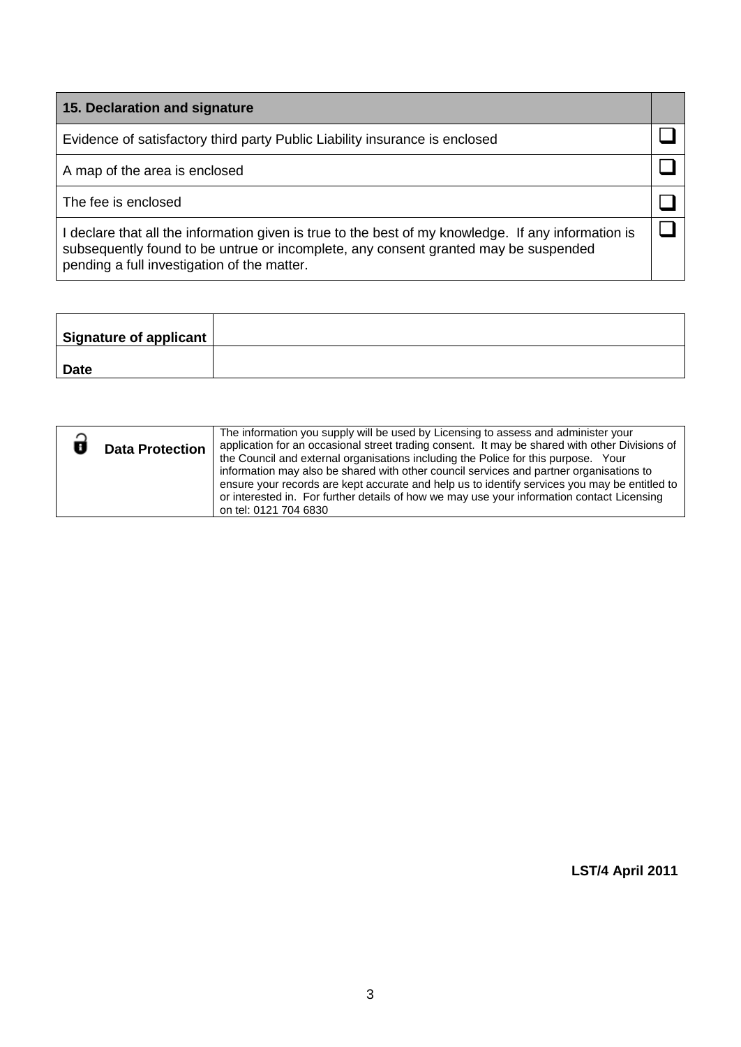| 15. Declaration and signature | |
|---|---|
| Evidence of satisfactory third party Public Liability insurance is enclosed | ❑ |
| A map of the area is enclosed | ❑ |
| The fee is enclosed | ❑ |
| I declare that all the information given is true to the best of my knowledge. If any information is subsequently found to be untrue or incomplete, any consent granted may be suspended pending a full investigation of the matter. | ❑ |

| | |
|---|---|
| **Signature of applicant** | |
| **Date** | |

| | |
|---|---|
| **Data Protection** | The information you supply will be used by Licensing to assess and administer your application for an occasional street trading consent. It may be shared with other Divisions of the Council and external organisations including the Police for this purpose. Your information may also be shared with other council services and partner organisations to ensure your records are kept accurate and help us to identify services you may be entitled to or interested in. For further details of how we may use your information contact Licensing on tel: 0121 704 6830 |

**LST/4 April 2011**